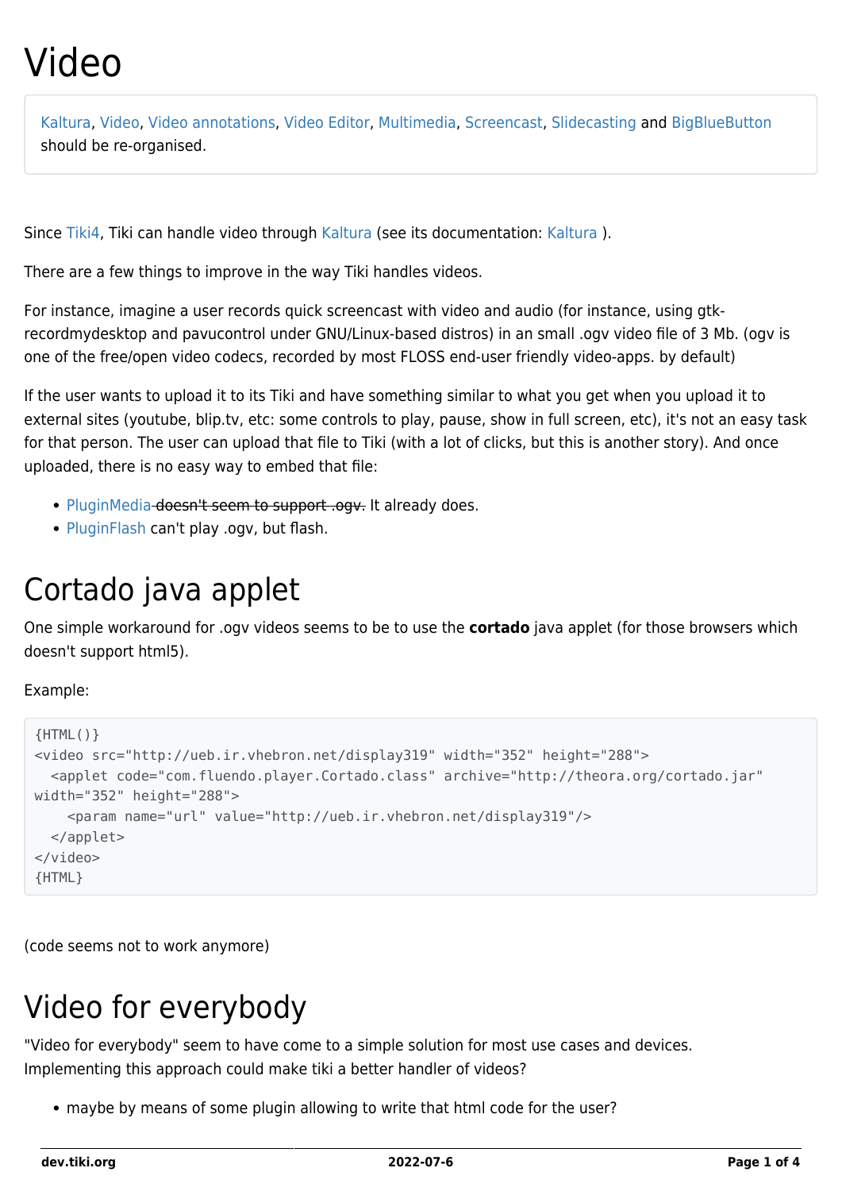# Video

> Kaltura, Video, Video annotations, Video Editor, Multimedia, Screencast, Slidecasting and BigBlueButton should be re-organised.

Since Tiki4, Tiki can handle video through Kaltura (see its documentation: Kaltura ).

There are a few things to improve in the way Tiki handles videos.

For instance, imagine a user records quick screencast with video and audio (for instance, using gtk-recordmydesktop and pavucontrol under GNU/Linux-based distros) in an small .ogv video file of 3 Mb. (ogv is one of the free/open video codecs, recorded by most FLOSS end-user friendly video-apps. by default)

If the user wants to upload it to its Tiki and have something similar to what you get when you upload it to external sites (youtube, blip.tv, etc: some controls to play, pause, show in full screen, etc), it's not an easy task for that person. The user can upload that file to Tiki (with a lot of clicks, but this is another story). And once uploaded, there is no easy way to embed that file:

- PluginMedia ~~doesn't seem to support .ogv.~~ It already does.
- PluginFlash can't play .ogv, but flash.

# Cortado java applet

One simple workaround for .ogv videos seems to be to use the **cortado** java applet (for those browsers which doesn't support html5).

Example:

```
{HTML()}
<video src="http://ueb.ir.vhebron.net/display319" width="352" height="288">
  <applet code="com.fluendo.player.Cortado.class" archive="http://theora.org/cortado.jar"
width="352" height="288">
    <param name="url" value="http://ueb.ir.vhebron.net/display319"/>
  </applet>
</video>
{HTML}
```

(code seems not to work anymore)

# Video for everybody

"Video for everybody" seem to have come to a simple solution for most use cases and devices. Implementing this approach could make tiki a better handler of videos?

- maybe by means of some plugin allowing to write that html code for the user?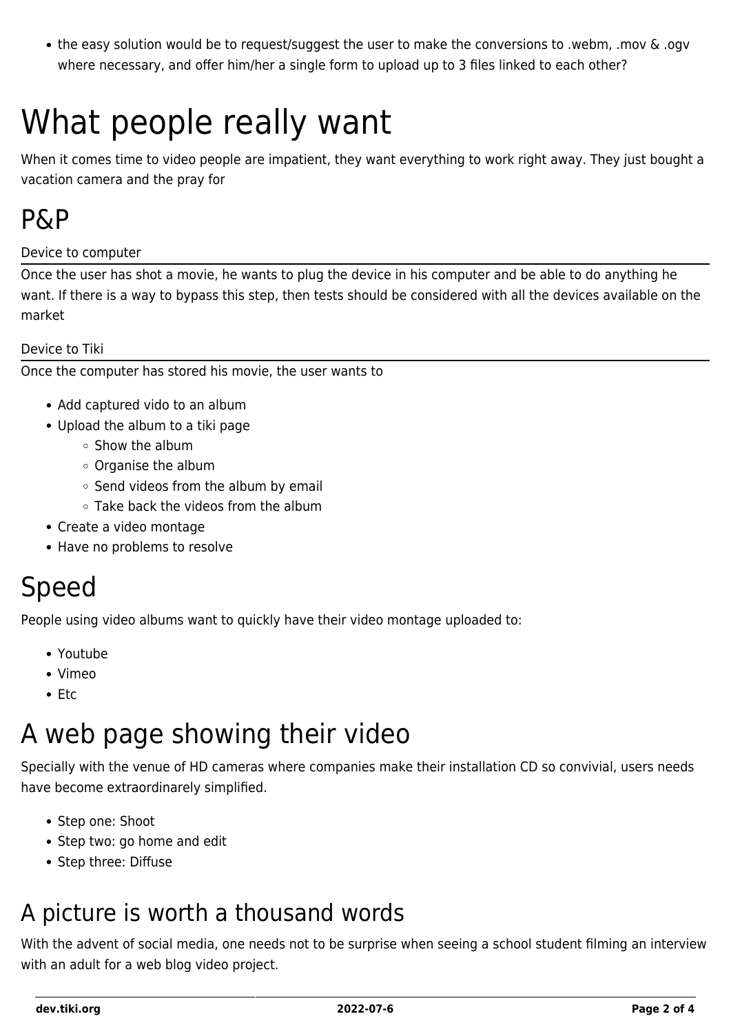- the easy solution would be to request/suggest the user to make the conversions to .webm, .mov & .ogv where necessary, and offer him/her a single form to upload up to 3 files linked to each other?

# What people really want

When it comes time to video people are impatient, they want everything to work right away. They just bought a vacation camera and the pray for

## P&P

### Device to computer

Once the user has shot a movie, he wants to plug the device in his computer and be able to do anything he want. If there is a way to bypass this step, then tests should be considered with all the devices available on the market

### Device to Tiki

Once the computer has stored his movie, the user wants to

- Add captured vido to an album
- Upload the album to a tiki page
  - Show the album
  - Organise the album
  - Send videos from the album by email
  - Take back the videos from the album
- Create a video montage
- Have no problems to resolve

## Speed

People using video albums want to quickly have their video montage uploaded to:

- Youtube
- Vimeo
- Etc

## A web page showing their video

Specially with the venue of HD cameras where companies make their installation CD so convivial, users needs have become extraordinarely simplified.

- Step one: Shoot
- Step two: go home and edit
- Step three: Diffuse

## A picture is worth a thousand words

With the advent of social media, one needs not to be surprise when seeing a school student filming an interview with an adult for a web blog video project.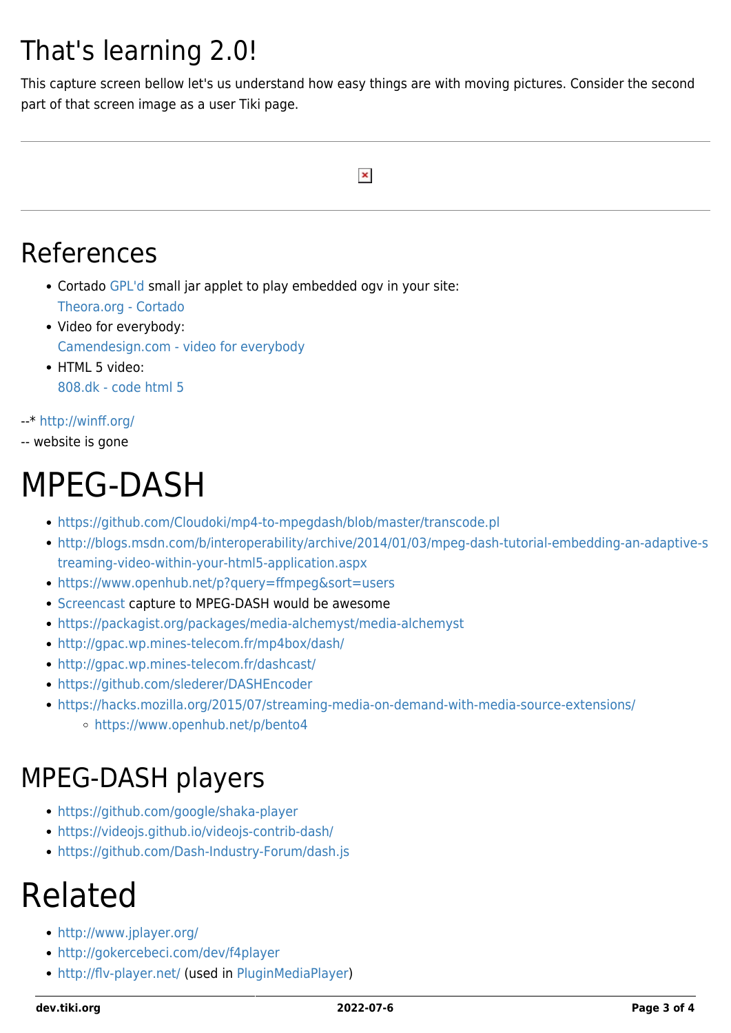## That's learning 2.0!

This capture screen bellow let's us understand how easy things are with moving pictures. Consider the second part of that screen image as a user Tiki page.

---

---

## References

- Cortado GPL'd small jar applet to play embedded ogv in your site:
  Theora.org - Cortado
- Video for everybody:
  Camendesign.com - video for everybody
- HTML 5 video:
  808.dk - code html 5

--* http://winff.org/
-- website is gone

# MPEG-DASH

- https://github.com/Cloudoki/mp4-to-mpegdash/blob/master/transcode.pl
- http://blogs.msdn.com/b/interoperability/archive/2014/01/03/mpeg-dash-tutorial-embedding-an-adaptive-streaming-video-within-your-html5-application.aspx
- https://www.openhub.net/p?query=ffmpeg&sort=users
- Screencast capture to MPEG-DASH would be awesome
- https://packagist.org/packages/media-alchemyst/media-alchemyst
- http://gpac.wp.mines-telecom.fr/mp4box/dash/
- http://gpac.wp.mines-telecom.fr/dashcast/
- https://github.com/slederer/DASHEncoder
- https://hacks.mozilla.org/2015/07/streaming-media-on-demand-with-media-source-extensions/
  - https://www.openhub.net/p/bento4

## MPEG-DASH players

- https://github.com/google/shaka-player
- https://videojs.github.io/videojs-contrib-dash/
- https://github.com/Dash-Industry-Forum/dash.js

# Related

- http://www.jplayer.org/
- http://gokercebeci.com/dev/f4player
- http://flv-player.net/ (used in PluginMediaPlayer)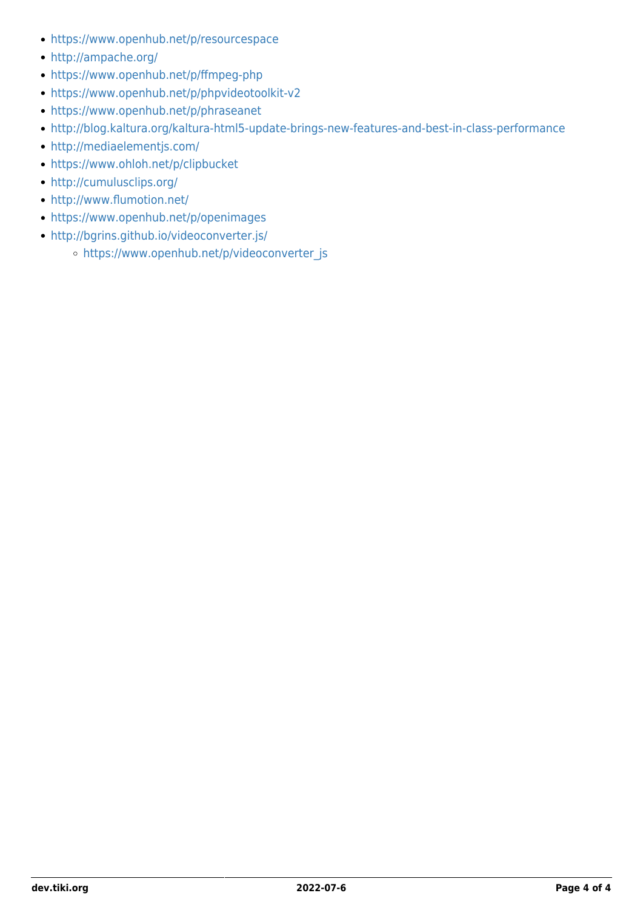- https://www.openhub.net/p/resourcespace
- http://ampache.org/
- https://www.openhub.net/p/ffmpeg-php
- https://www.openhub.net/p/phpvideotoolkit-v2
- https://www.openhub.net/p/phraseanet
- http://blog.kaltura.org/kaltura-html5-update-brings-new-features-and-best-in-class-performance
- http://mediaelementjs.com/
- https://www.ohloh.net/p/clipbucket
- http://cumulusclips.org/
- http://www.flumotion.net/
- https://www.openhub.net/p/openimages
- http://bgrins.github.io/videoconverter.js/
  - https://www.openhub.net/p/videoconverter_js